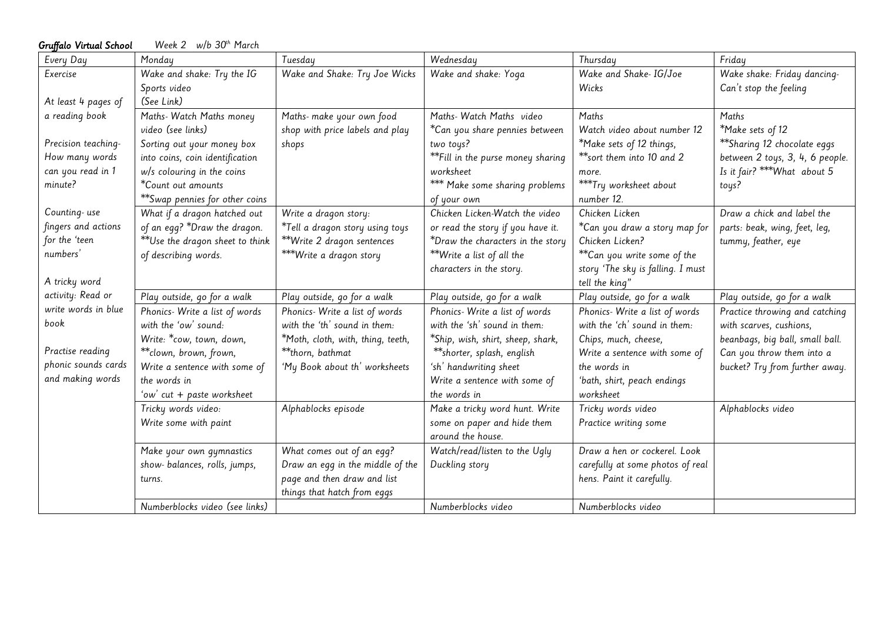***Gruffalo Virtual School*** *Week 2 w/b 30th March*

| Every Day | Monday | Tuesday | Wednesday | Thursday | Friday |
|---|---|---|---|---|---|
| Exercise<br><br>At least 4 pages of a reading book<br><br>Precision teaching- How many words can you read in 1 minute?<br><br>Counting- use fingers and actions for the 'teen numbers'<br><br>A tricky word activity: Read or write words in blue book<br><br>Practise reading phonic sounds cards and making words | Wake and shake: Try the IG Sports video (See Link) | Wake and Shake: Try Joe Wicks | Wake and shake: Yoga | Wake and Shake- IG/Joe Wicks | Wake shake: Friday dancing- Can't stop the feeling |
| | Maths- Watch Maths money video (see links)<br>Sorting out your money box into coins, coin identification w/s colouring in the coins<br>*Count out amounts<br>**Swap pennies for other coins | Maths- make your own food shop with price labels and play shops | Maths- Watch Maths video<br>*Can you share pennies between two toys?<br>**Fill in the purse money sharing worksheet<br>*** Make some sharing problems of your own | Maths<br>Watch video about number 12<br>*Make sets of 12 things,<br>**sort them into 10 and 2 more.<br>***Try worksheet about number 12. | Maths<br>*Make sets of 12<br>**Sharing 12 chocolate eggs between 2 toys, 3, 4, 6 people. Is it fair? ***What about 5 toys? |
| | What if a dragon hatched out of an egg? *Draw the dragon.<br>**Use the dragon sheet to think of describing words. | Write a dragon story:<br>*Tell a dragon story using toys<br>**Write 2 dragon sentences<br>***Write a dragon story | Chicken Licken-Watch the video or read the story if you have it.<br>*Draw the characters in the story<br>**Write a list of all the characters in the story. | Chicken Licken<br>*Can you draw a story map for Chicken Licken?<br>**Can you write some of the story 'The sky is falling. I must tell the king" | Draw a chick and label the parts: beak, wing, feet, leg, tummy, feather, eye |
| | Play outside, go for a walk | Play outside, go for a walk | Play outside, go for a walk | Play outside, go for a walk | Play outside, go for a walk |
| | Phonics- Write a list of words with the 'ow' sound:<br>Write: *cow, town, down,<br>**clown, brown, frown,<br>Write a sentence with some of the words in<br>'ow' cut + paste worksheet | Phonics- Write a list of words with the 'th' sound in them:<br>*Moth, cloth, with, thing, teeth,<br>**thorn, bathmat<br>'My Book about th' worksheets | Phonics- Write a list of words with the 'sh' sound in them:<br>*Ship, wish, shirt, sheep, shark,<br>**shorter, splash, english<br>'sh' handwriting sheet<br>Write a sentence with some of the words in | Phonics- Write a list of words with the 'ch' sound in them:<br>Chips, much, cheese,<br>Write a sentence with some of the words in<br>'bath, shirt, peach endings worksheet | Practice throwing and catching with scarves, cushions, beanbags, big ball, small ball. Can you throw them into a bucket? Try from further away. |
| | Tricky words video:<br>Write some with paint | Alphablocks episode | Make a tricky word hunt. Write some on paper and hide them around the house. | Tricky words video<br>Practice writing some | Alphablocks video |
| | Make your own gymnastics show- balances, rolls, jumps, turns. | What comes out of an egg?<br>Draw an egg in the middle of the page and then draw and list things that hatch from eggs | Watch/read/listen to the Ugly Duckling story | Draw a hen or cockerel. Look carefully at some photos of real hens. Paint it carefully. | |
| | Numberblocks video (see links) | | Numberblocks video | Numberblocks video | |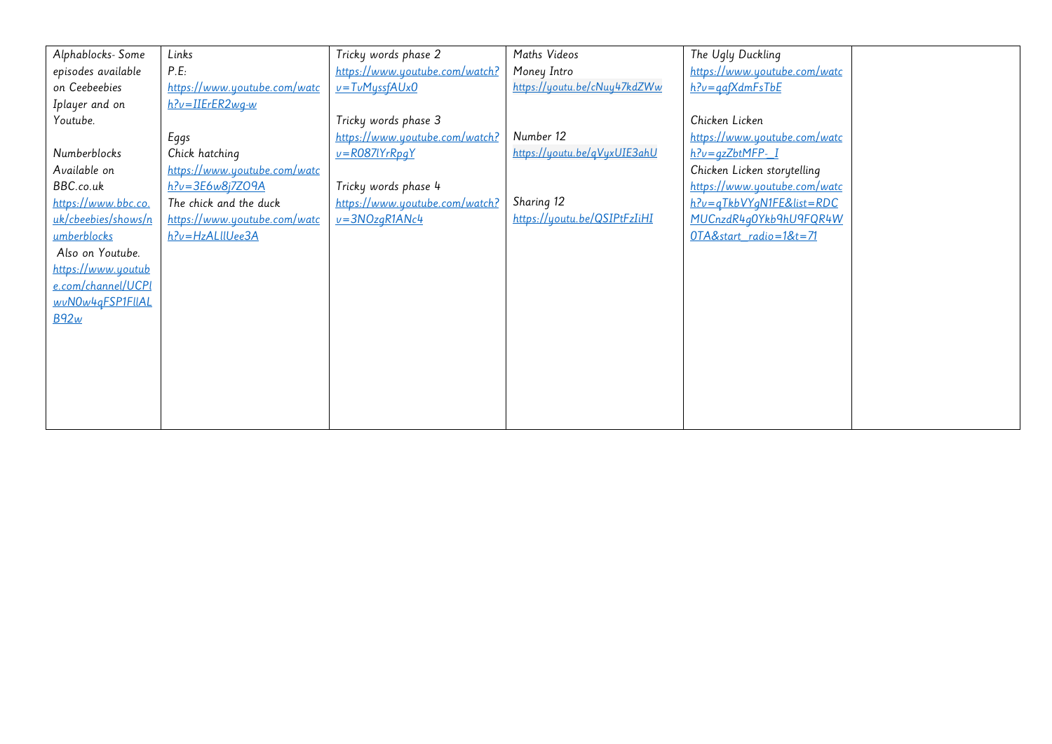| | | | | | |
|---|---|---|---|---|---|
| Alphablocks- Some episodes available on Ceebeebies Iplayer and on Youtube.<br><br>Numberblocks Available on BBC.co.uk https://www.bbc.co.uk/cbeebies/shows/numberblocks<br>Also on Youtube. https://www.youtube.com/channel/UCPlwvN0w4qFSP1FllALB92w | Links<br>P.E:<br>https://www.youtube.com/watch?v=IIErER2wg-w<br><br>Eggs<br>Chick hatching<br>https://www.youtube.com/watch?v=3E6w8j7ZO9A<br>The chick and the duck<br>https://www.youtube.com/watch?v=HzALllUee3A | Tricky words phase 2<br>https://www.youtube.com/watch?v=TvMyssfAUx0<br><br>Tricky words phase 3<br>https://www.youtube.com/watch?v=R087lYrRpgY<br><br>Tricky words phase 4<br>https://www.youtube.com/watch?v=3NOzgR1ANc4 | Maths Videos<br>Money Intro<br>https://youtu.be/cNuy47kdZWw<br><br>Number 12<br>https://youtu.be/qVyxUIE3ahU<br><br>Sharing 12<br>https://youtu.be/QSIPtFzIiHI | The Ugly Duckling<br>https://www.youtube.com/watch?v=qafXdmFsTbE<br><br>Chicken Licken<br>https://www.youtube.com/watch?v=gzZbtMFP-_I<br>Chicken Licken storytelling<br>https://www.youtube.com/watch?v=qTkbVYgN1FE&list=RDCMUCnzdR4g0Ykb9hU9FQR4W0TA&start_radio=1&t=71 | |